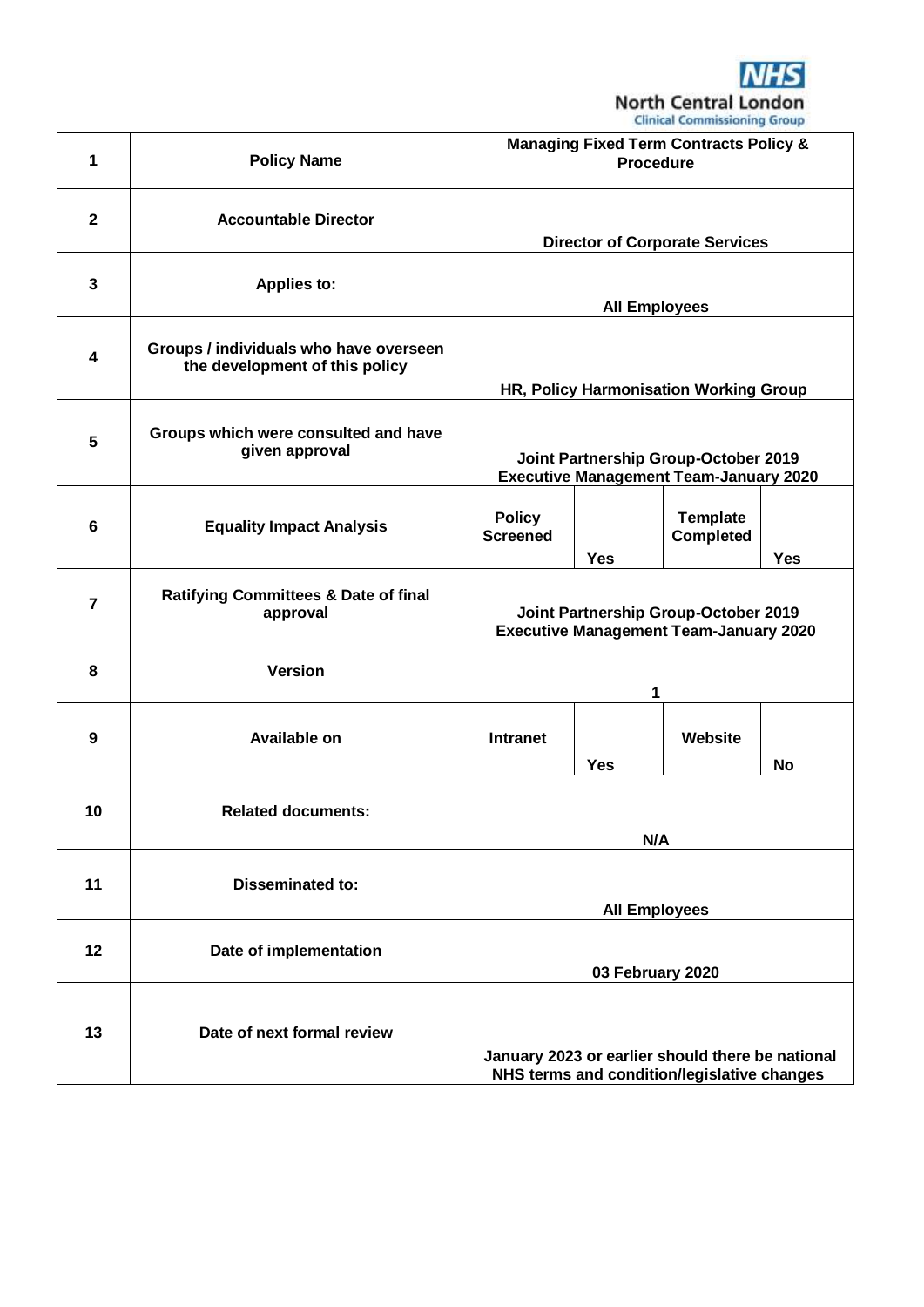NHS North Central London Clinical Commissioning Group

| | | | | | |
|---|---|---|---|---|---|
| 1 | Policy Name | Managing Fixed Term Contracts Policy & Procedure | | | |
| 2 | Accountable Director | Director of Corporate Services | | | |
| 3 | Applies to: | All Employees | | | |
| 4 | Groups / individuals who have overseen the development of this policy | HR, Policy Harmonisation Working Group | | | |
| 5 | Groups which were consulted and have given approval | Joint Partnership Group-October 2019<br>Executive Management Team-January 2020 | | | |
| 6 | Equality Impact Analysis | Policy Screened | Yes | Template Completed | Yes |
| 7 | Ratifying Committees & Date of final approval | Joint Partnership Group-October 2019<br>Executive Management Team-January 2020 | | | |
| 8 | Version | 1 | | | |
| 9 | Available on | Intranet | Yes | Website | No |
| 10 | Related documents: | N/A | | | |
| 11 | Disseminated to: | All Employees | | | |
| 12 | Date of implementation | 03 February 2020 | | | |
| 13 | Date of next formal review | January 2023 or earlier should there be national NHS terms and condition/legislative changes | | | |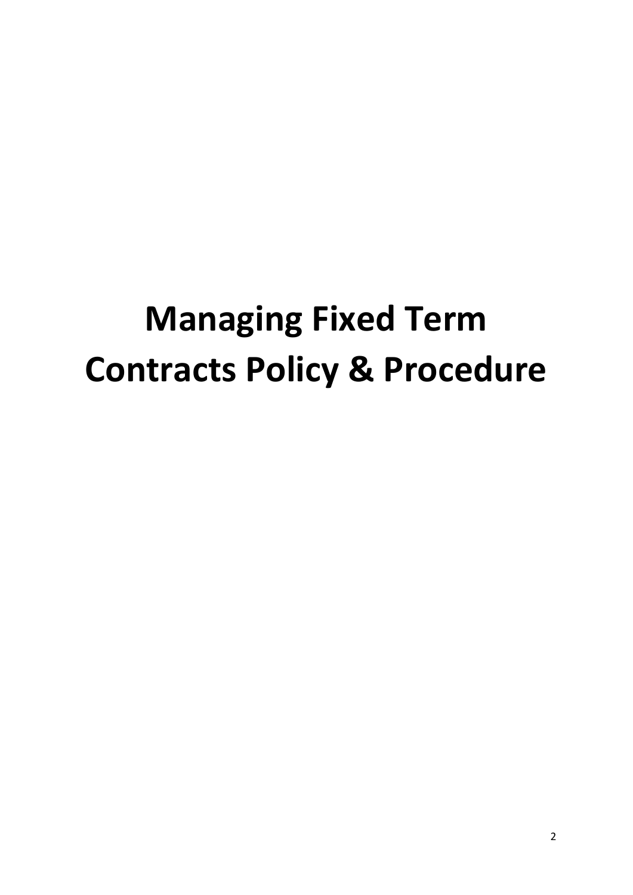# Managing Fixed Term Contracts Policy & Procedure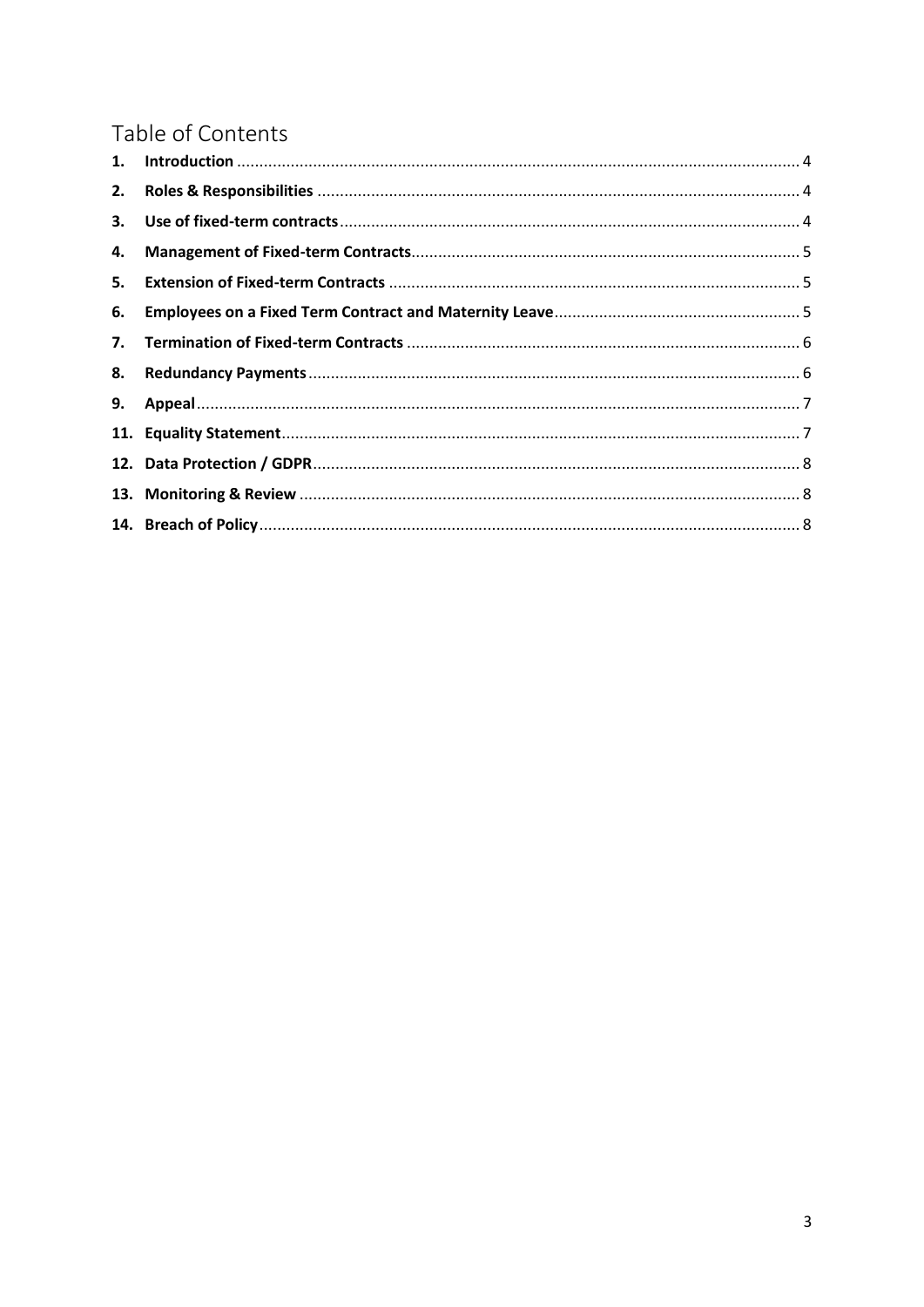# Table of Contents

| | | |
|---|---|---|
| **1.** | **Introduction** | 4 |
| **2.** | **Roles & Responsibilities** | 4 |
| **3.** | **Use of fixed-term contracts** | 4 |
| **4.** | **Management of Fixed-term Contracts** | 5 |
| **5.** | **Extension of Fixed-term Contracts** | 5 |
| **6.** | **Employees on a Fixed Term Contract and Maternity Leave** | 5 |
| **7.** | **Termination of Fixed-term Contracts** | 6 |
| **8.** | **Redundancy Payments** | 6 |
| **9.** | **Appeal** | 7 |
| **11.** | **Equality Statement** | 7 |
| **12.** | **Data Protection / GDPR** | 8 |
| **13.** | **Monitoring & Review** | 8 |
| **14.** | **Breach of Policy** | 8 |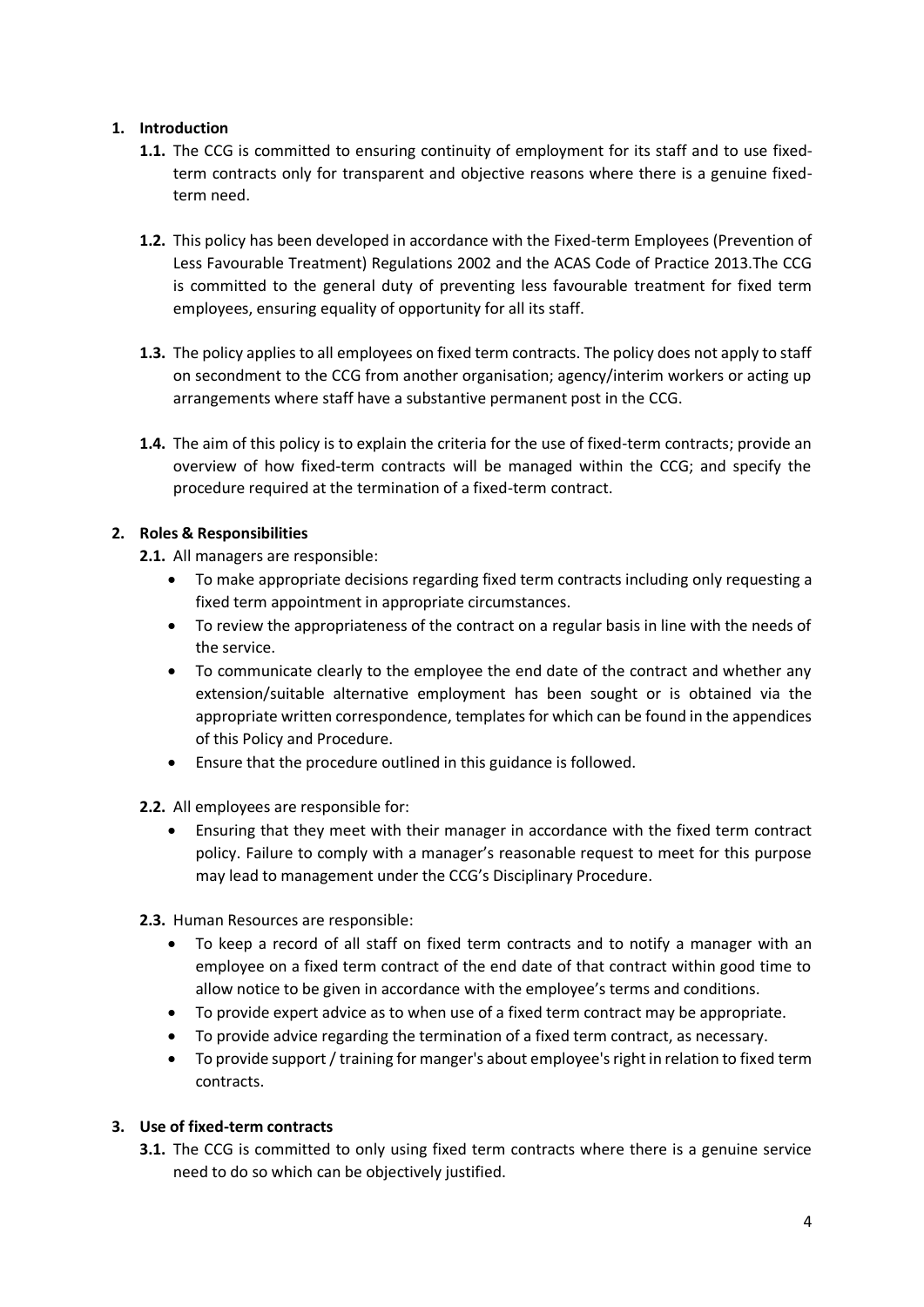## 1. Introduction

**1.1.** The CCG is committed to ensuring continuity of employment for its staff and to use fixed-term contracts only for transparent and objective reasons where there is a genuine fixed-term need.

**1.2.** This policy has been developed in accordance with the Fixed-term Employees (Prevention of Less Favourable Treatment) Regulations 2002 and the ACAS Code of Practice 2013.The CCG is committed to the general duty of preventing less favourable treatment for fixed term employees, ensuring equality of opportunity for all its staff.

**1.3.** The policy applies to all employees on fixed term contracts. The policy does not apply to staff on secondment to the CCG from another organisation; agency/interim workers or acting up arrangements where staff have a substantive permanent post in the CCG.

**1.4.** The aim of this policy is to explain the criteria for the use of fixed-term contracts; provide an overview of how fixed-term contracts will be managed within the CCG; and specify the procedure required at the termination of a fixed-term contract.

## 2. Roles & Responsibilities

**2.1.** All managers are responsible:

- To make appropriate decisions regarding fixed term contracts including only requesting a fixed term appointment in appropriate circumstances.
- To review the appropriateness of the contract on a regular basis in line with the needs of the service.
- To communicate clearly to the employee the end date of the contract and whether any extension/suitable alternative employment has been sought or is obtained via the appropriate written correspondence, templates for which can be found in the appendices of this Policy and Procedure.
- Ensure that the procedure outlined in this guidance is followed.

**2.2.** All employees are responsible for:

- Ensuring that they meet with their manager in accordance with the fixed term contract policy. Failure to comply with a manager's reasonable request to meet for this purpose may lead to management under the CCG's Disciplinary Procedure.

**2.3.** Human Resources are responsible:

- To keep a record of all staff on fixed term contracts and to notify a manager with an employee on a fixed term contract of the end date of that contract within good time to allow notice to be given in accordance with the employee's terms and conditions.
- To provide expert advice as to when use of a fixed term contract may be appropriate.
- To provide advice regarding the termination of a fixed term contract, as necessary.
- To provide support / training for manger's about employee's right in relation to fixed term contracts.

## 3. Use of fixed-term contracts

**3.1.** The CCG is committed to only using fixed term contracts where there is a genuine service need to do so which can be objectively justified.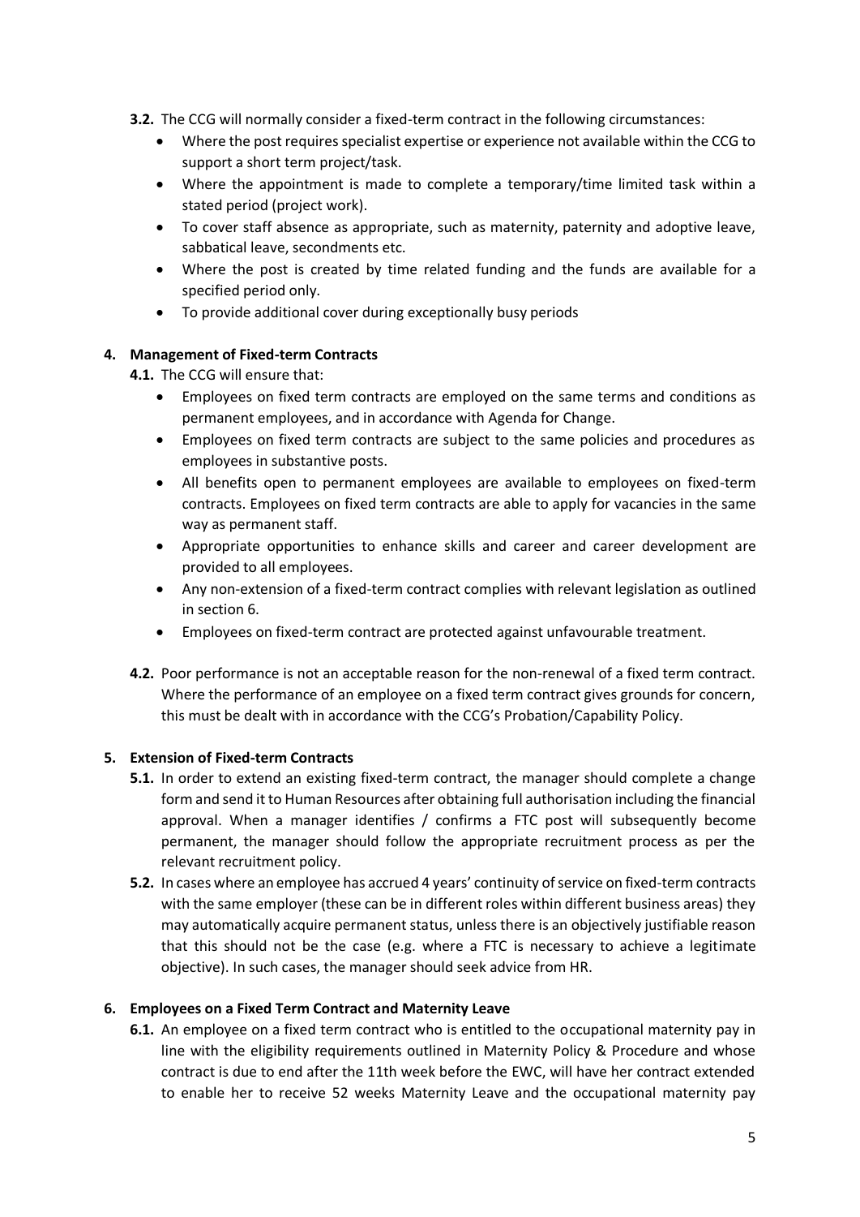**3.2.** The CCG will normally consider a fixed-term contract in the following circumstances:

- Where the post requires specialist expertise or experience not available within the CCG to support a short term project/task.
- Where the appointment is made to complete a temporary/time limited task within a stated period (project work).
- To cover staff absence as appropriate, such as maternity, paternity and adoptive leave, sabbatical leave, secondments etc.
- Where the post is created by time related funding and the funds are available for a specified period only.
- To provide additional cover during exceptionally busy periods

## 4. Management of Fixed-term Contracts

**4.1.** The CCG will ensure that:

- Employees on fixed term contracts are employed on the same terms and conditions as permanent employees, and in accordance with Agenda for Change.
- Employees on fixed term contracts are subject to the same policies and procedures as employees in substantive posts.
- All benefits open to permanent employees are available to employees on fixed-term contracts. Employees on fixed term contracts are able to apply for vacancies in the same way as permanent staff.
- Appropriate opportunities to enhance skills and career and career development are provided to all employees.
- Any non-extension of a fixed-term contract complies with relevant legislation as outlined in section 6.
- Employees on fixed-term contract are protected against unfavourable treatment.

**4.2.** Poor performance is not an acceptable reason for the non-renewal of a fixed term contract. Where the performance of an employee on a fixed term contract gives grounds for concern, this must be dealt with in accordance with the CCG's Probation/Capability Policy.

## 5. Extension of Fixed-term Contracts

**5.1.** In order to extend an existing fixed-term contract, the manager should complete a change form and send it to Human Resources after obtaining full authorisation including the financial approval. When a manager identifies / confirms a FTC post will subsequently become permanent, the manager should follow the appropriate recruitment process as per the relevant recruitment policy.

**5.2.** In cases where an employee has accrued 4 years' continuity of service on fixed-term contracts with the same employer (these can be in different roles within different business areas) they may automatically acquire permanent status, unless there is an objectively justifiable reason that this should not be the case (e.g. where a FTC is necessary to achieve a legitimate objective). In such cases, the manager should seek advice from HR.

## 6. Employees on a Fixed Term Contract and Maternity Leave

**6.1.** An employee on a fixed term contract who is entitled to the occupational maternity pay in line with the eligibility requirements outlined in Maternity Policy & Procedure and whose contract is due to end after the 11th week before the EWC, will have her contract extended to enable her to receive 52 weeks Maternity Leave and the occupational maternity pay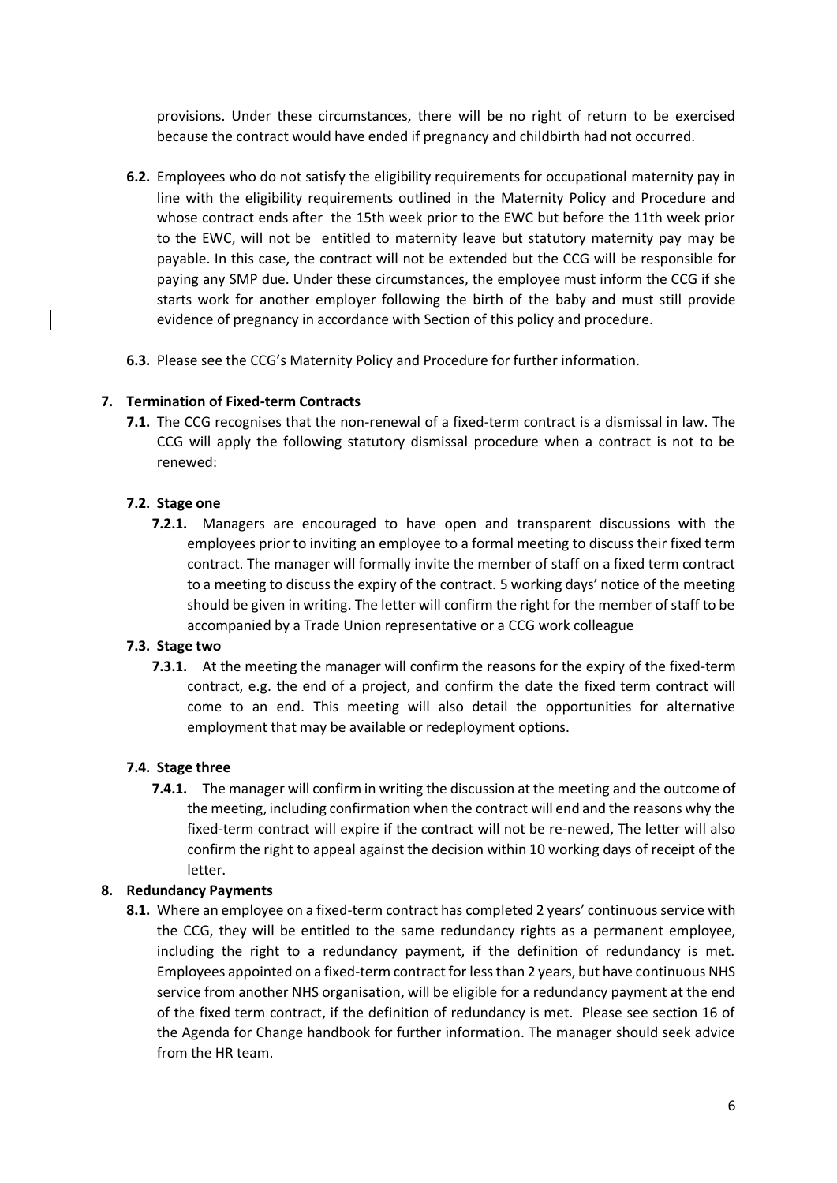provisions. Under these circumstances, there will be no right of return to be exercised because the contract would have ended if pregnancy and childbirth had not occurred.

**6.2.** Employees who do not satisfy the eligibility requirements for occupational maternity pay in line with the eligibility requirements outlined in the Maternity Policy and Procedure and whose contract ends after the 15th week prior to the EWC but before the 11th week prior to the EWC, will not be entitled to maternity leave but statutory maternity pay may be payable. In this case, the contract will not be extended but the CCG will be responsible for paying any SMP due. Under these circumstances, the employee must inform the CCG if she starts work for another employer following the birth of the baby and must still provide evidence of pregnancy in accordance with Section of this policy and procedure.

**6.3.** Please see the CCG's Maternity Policy and Procedure for further information.

## 7. Termination of Fixed-term Contracts

**7.1.** The CCG recognises that the non-renewal of a fixed-term contract is a dismissal in law. The CCG will apply the following statutory dismissal procedure when a contract is not to be renewed:

### 7.2. Stage one

**7.2.1.** Managers are encouraged to have open and transparent discussions with the employees prior to inviting an employee to a formal meeting to discuss their fixed term contract. The manager will formally invite the member of staff on a fixed term contract to a meeting to discuss the expiry of the contract. 5 working days' notice of the meeting should be given in writing. The letter will confirm the right for the member of staff to be accompanied by a Trade Union representative or a CCG work colleague

### 7.3. Stage two

**7.3.1.** At the meeting the manager will confirm the reasons for the expiry of the fixed-term contract, e.g. the end of a project, and confirm the date the fixed term contract will come to an end. This meeting will also detail the opportunities for alternative employment that may be available or redeployment options.

### 7.4. Stage three

**7.4.1.** The manager will confirm in writing the discussion at the meeting and the outcome of the meeting, including confirmation when the contract will end and the reasons why the fixed-term contract will expire if the contract will not be re-newed, The letter will also confirm the right to appeal against the decision within 10 working days of receipt of the letter.

## 8. Redundancy Payments

**8.1.** Where an employee on a fixed-term contract has completed 2 years' continuous service with the CCG, they will be entitled to the same redundancy rights as a permanent employee, including the right to a redundancy payment, if the definition of redundancy is met. Employees appointed on a fixed-term contract for less than 2 years, but have continuous NHS service from another NHS organisation, will be eligible for a redundancy payment at the end of the fixed term contract, if the definition of redundancy is met. Please see section 16 of the Agenda for Change handbook for further information. The manager should seek advice from the HR team.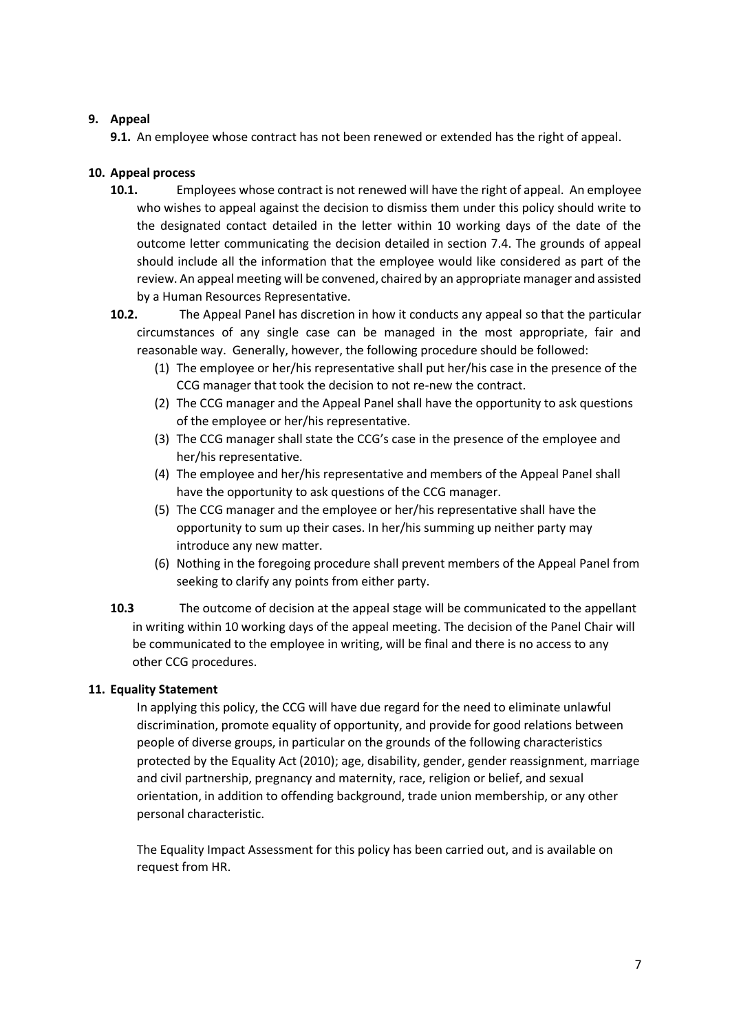## 9. Appeal

**9.1.** An employee whose contract has not been renewed or extended has the right of appeal.

## 10. Appeal process

**10.1.** Employees whose contract is not renewed will have the right of appeal. An employee who wishes to appeal against the decision to dismiss them under this policy should write to the designated contact detailed in the letter within 10 working days of the date of the outcome letter communicating the decision detailed in section 7.4. The grounds of appeal should include all the information that the employee would like considered as part of the review. An appeal meeting will be convened, chaired by an appropriate manager and assisted by a Human Resources Representative.

**10.2.** The Appeal Panel has discretion in how it conducts any appeal so that the particular circumstances of any single case can be managed in the most appropriate, fair and reasonable way. Generally, however, the following procedure should be followed:

(1) The employee or her/his representative shall put her/his case in the presence of the CCG manager that took the decision to not re-new the contract.

(2) The CCG manager and the Appeal Panel shall have the opportunity to ask questions of the employee or her/his representative.

(3) The CCG manager shall state the CCG's case in the presence of the employee and her/his representative.

(4) The employee and her/his representative and members of the Appeal Panel shall have the opportunity to ask questions of the CCG manager.

(5) The CCG manager and the employee or her/his representative shall have the opportunity to sum up their cases. In her/his summing up neither party may introduce any new matter.

(6) Nothing in the foregoing procedure shall prevent members of the Appeal Panel from seeking to clarify any points from either party.

**10.3** The outcome of decision at the appeal stage will be communicated to the appellant in writing within 10 working days of the appeal meeting. The decision of the Panel Chair will be communicated to the employee in writing, will be final and there is no access to any other CCG procedures.

## 11. Equality Statement

In applying this policy, the CCG will have due regard for the need to eliminate unlawful discrimination, promote equality of opportunity, and provide for good relations between people of diverse groups, in particular on the grounds of the following characteristics protected by the Equality Act (2010); age, disability, gender, gender reassignment, marriage and civil partnership, pregnancy and maternity, race, religion or belief, and sexual orientation, in addition to offending background, trade union membership, or any other personal characteristic.

The Equality Impact Assessment for this policy has been carried out, and is available on request from HR.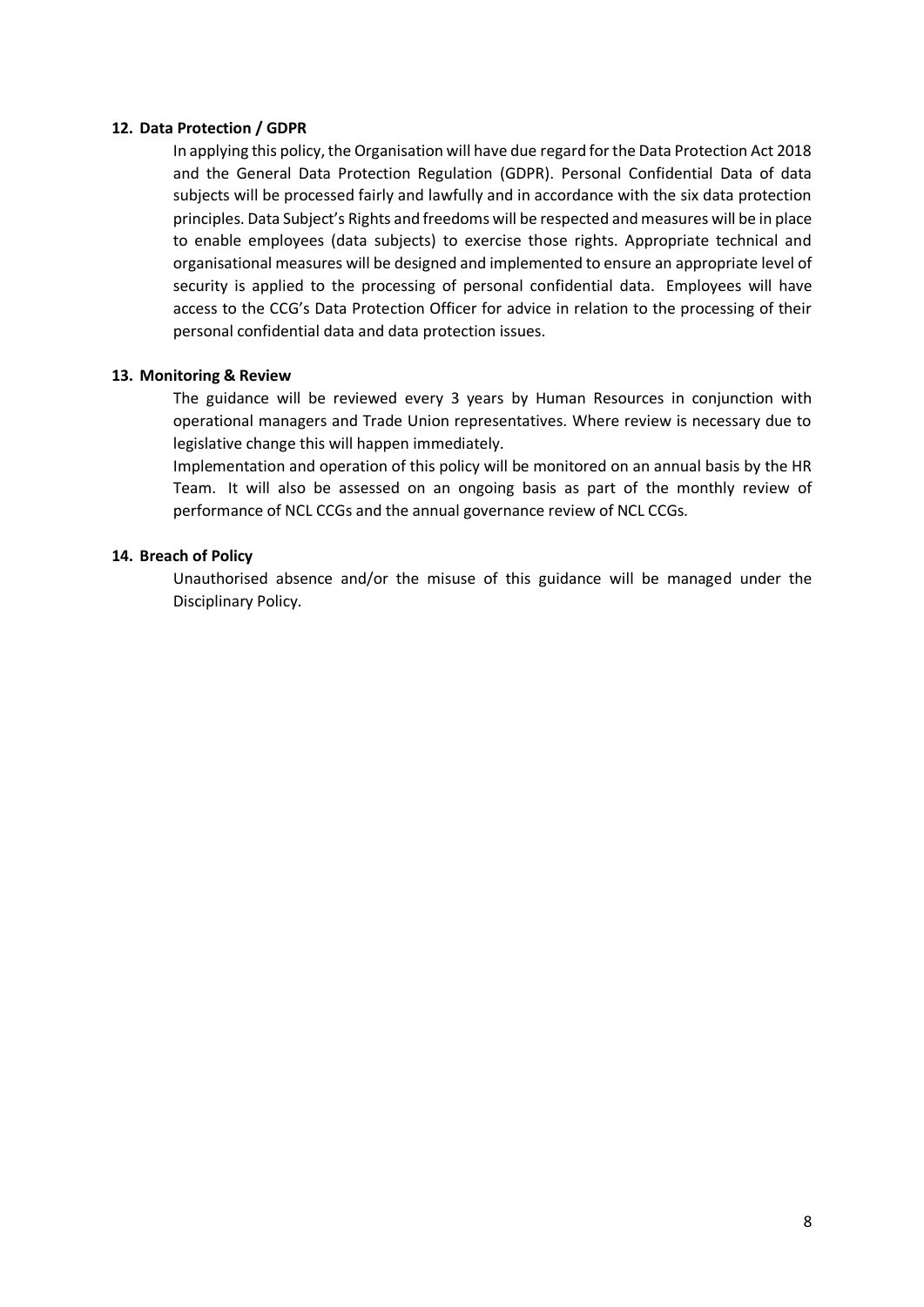## 12. Data Protection / GDPR

In applying this policy, the Organisation will have due regard for the Data Protection Act 2018 and the General Data Protection Regulation (GDPR). Personal Confidential Data of data subjects will be processed fairly and lawfully and in accordance with the six data protection principles. Data Subject's Rights and freedoms will be respected and measures will be in place to enable employees (data subjects) to exercise those rights. Appropriate technical and organisational measures will be designed and implemented to ensure an appropriate level of security is applied to the processing of personal confidential data. Employees will have access to the CCG's Data Protection Officer for advice in relation to the processing of their personal confidential data and data protection issues.

## 13. Monitoring & Review

The guidance will be reviewed every 3 years by Human Resources in conjunction with operational managers and Trade Union representatives. Where review is necessary due to legislative change this will happen immediately.

Implementation and operation of this policy will be monitored on an annual basis by the HR Team. It will also be assessed on an ongoing basis as part of the monthly review of performance of NCL CCGs and the annual governance review of NCL CCGs.

## 14. Breach of Policy

Unauthorised absence and/or the misuse of this guidance will be managed under the Disciplinary Policy.